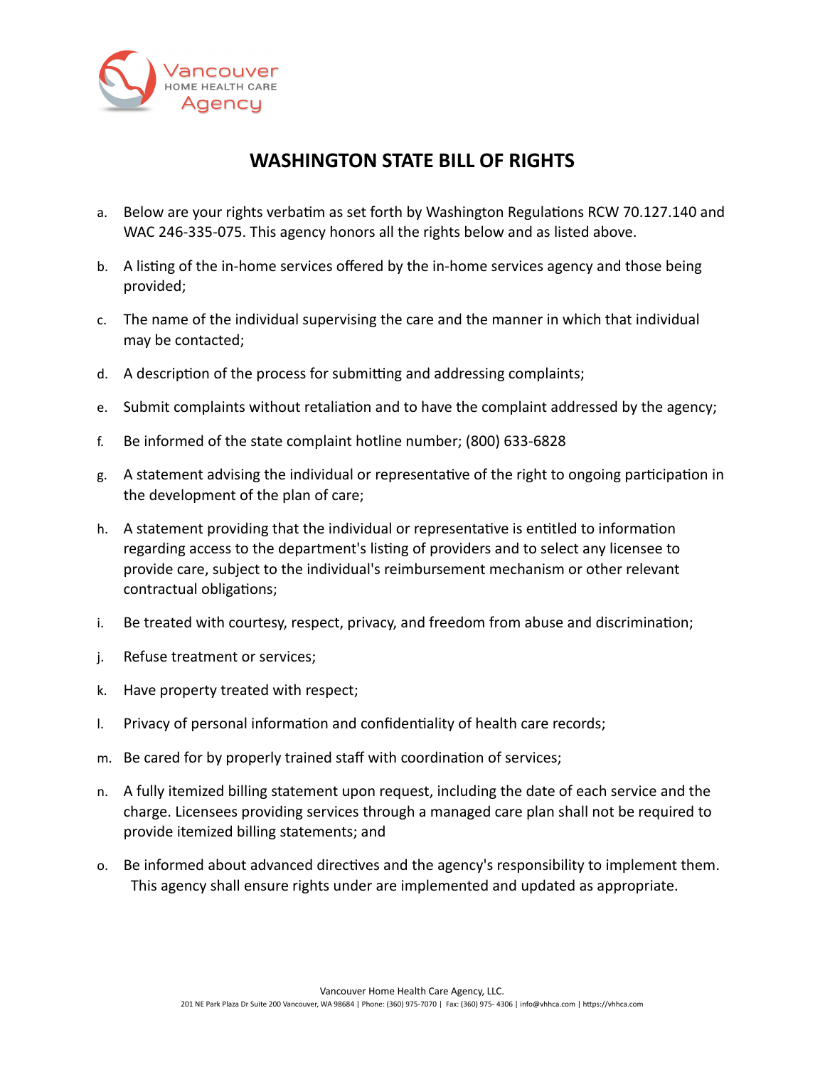Vancouver HOME HEALTH CARE Agency

# WASHINGTON STATE BILL OF RIGHTS

a. Below are your rights verbatim as set forth by Washington Regulations RCW 70.127.140 and WAC 246-335-075. This agency honors all the rights below and as listed above.

b. A listing of the in-home services offered by the in-home services agency and those being provided;

c. The name of the individual supervising the care and the manner in which that individual may be contacted;

d. A description of the process for submitting and addressing complaints;

e. Submit complaints without retaliation and to have the complaint addressed by the agency;

f. Be informed of the state complaint hotline number; (800) 633-6828

g. A statement advising the individual or representative of the right to ongoing participation in the development of the plan of care;

h. A statement providing that the individual or representative is entitled to information regarding access to the department's listing of providers and to select any licensee to provide care, subject to the individual's reimbursement mechanism or other relevant contractual obligations;

i. Be treated with courtesy, respect, privacy, and freedom from abuse and discrimination;

j. Refuse treatment or services;

k. Have property treated with respect;

l. Privacy of personal information and confidentiality of health care records;

m. Be cared for by properly trained staff with coordination of services;

n. A fully itemized billing statement upon request, including the date of each service and the charge. Licensees providing services through a managed care plan shall not be required to provide itemized billing statements; and

o. Be informed about advanced directives and the agency's responsibility to implement them. This agency shall ensure rights under are implemented and updated as appropriate.

Vancouver Home Health Care Agency, LLC.
201 NE Park Plaza Dr Suite 200 Vancouver, WA 98684 | Phone: (360) 975-7070 | Fax: (360) 975- 4306 | info@vhhca.com | https://vhhca.com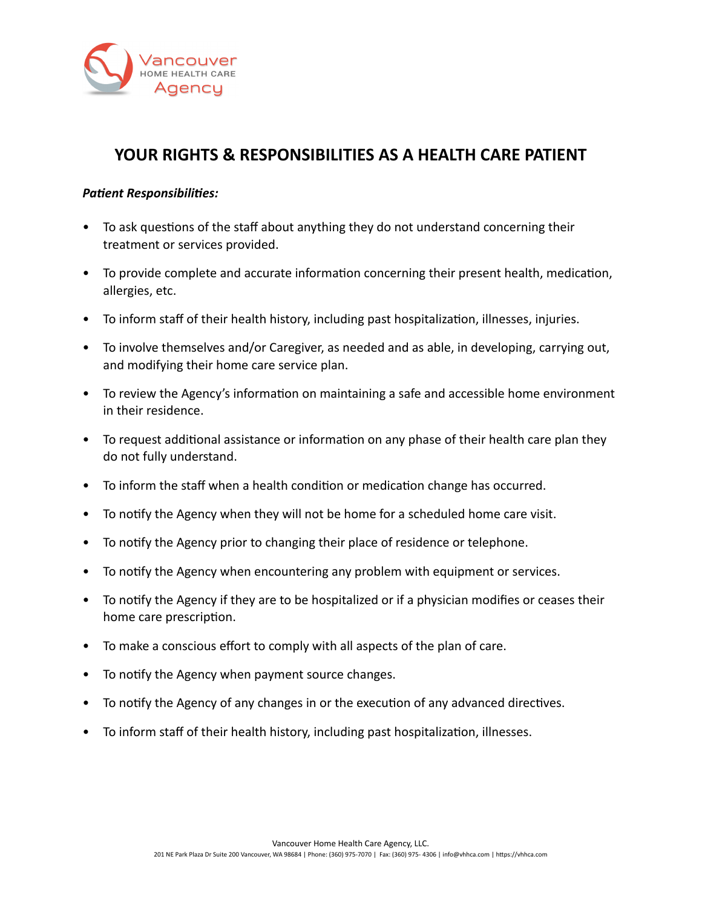# YOUR RIGHTS & RESPONSIBILITIES AS A HEALTH CARE PATIENT

***Patient Responsibilities:***

- To ask questions of the staff about anything they do not understand concerning their treatment or services provided.
- To provide complete and accurate information concerning their present health, medication, allergies, etc.
- To inform staff of their health history, including past hospitalization, illnesses, injuries.
- To involve themselves and/or Caregiver, as needed and as able, in developing, carrying out, and modifying their home care service plan.
- To review the Agency's information on maintaining a safe and accessible home environment in their residence.
- To request additional assistance or information on any phase of their health care plan they do not fully understand.
- To inform the staff when a health condition or medication change has occurred.
- To notify the Agency when they will not be home for a scheduled home care visit.
- To notify the Agency prior to changing their place of residence or telephone.
- To notify the Agency when encountering any problem with equipment or services.
- To notify the Agency if they are to be hospitalized or if a physician modifies or ceases their home care prescription.
- To make a conscious effort to comply with all aspects of the plan of care.
- To notify the Agency when payment source changes.
- To notify the Agency of any changes in or the execution of any advanced directives.
- To inform staff of their health history, including past hospitalization, illnesses.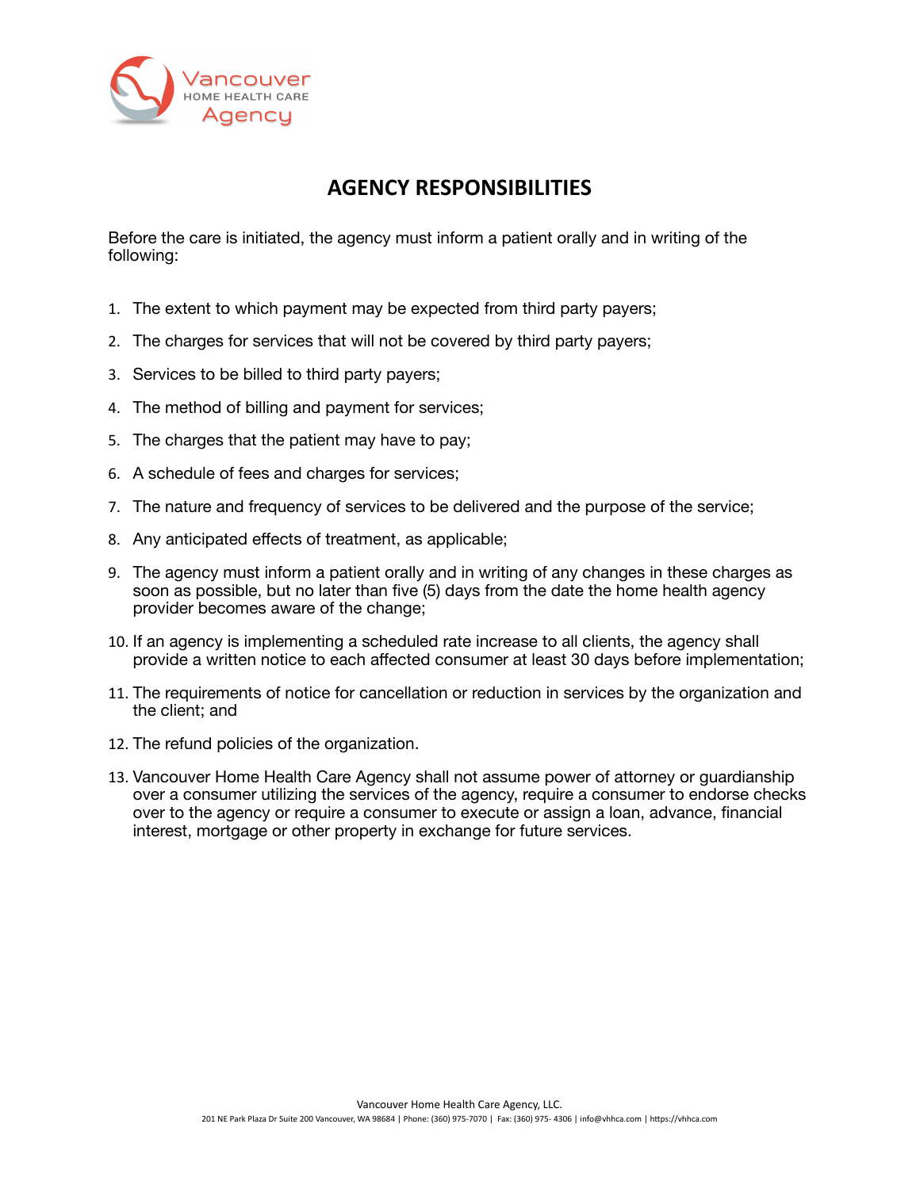# AGENCY RESPONSIBILITIES

Before the care is initiated, the agency must inform a patient orally and in writing of the following:

1. The extent to which payment may be expected from third party payers;
2. The charges for services that will not be covered by third party payers;
3. Services to be billed to third party payers;
4. The method of billing and payment for services;
5. The charges that the patient may have to pay;
6. A schedule of fees and charges for services;
7. The nature and frequency of services to be delivered and the purpose of the service;
8. Any anticipated effects of treatment, as applicable;
9. The agency must inform a patient orally and in writing of any changes in these charges as soon as possible, but no later than five (5) days from the date the home health agency provider becomes aware of the change;
10. If an agency is implementing a scheduled rate increase to all clients, the agency shall provide a written notice to each affected consumer at least 30 days before implementation;
11. The requirements of notice for cancellation or reduction in services by the organization and the client; and
12. The refund policies of the organization.
13. Vancouver Home Health Care Agency shall not assume power of attorney or guardianship over a consumer utilizing the services of the agency, require a consumer to endorse checks over to the agency or require a consumer to execute or assign a loan, advance, financial interest, mortgage or other property in exchange for future services.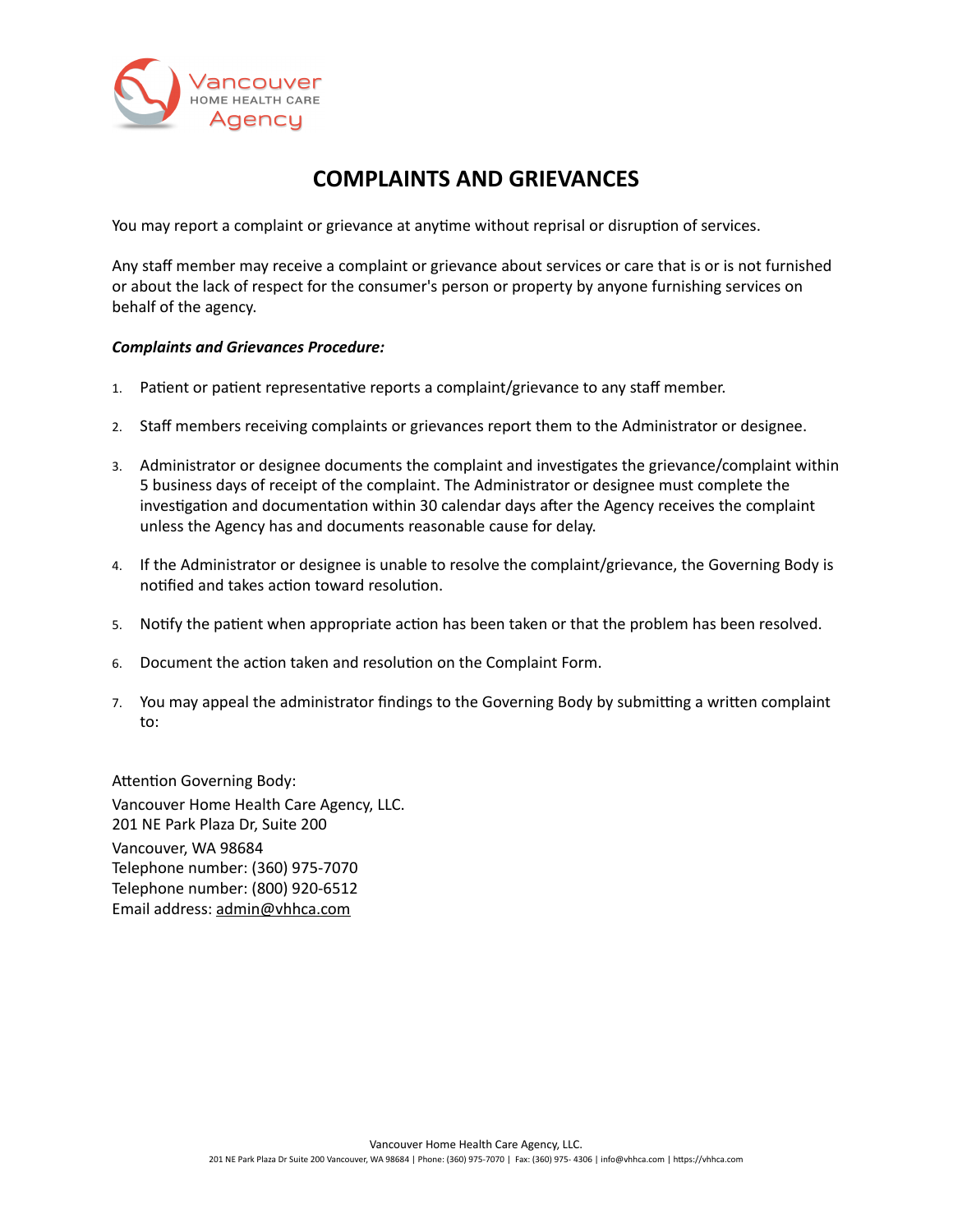# COMPLAINTS AND GRIEVANCES

You may report a complaint or grievance at anytime without reprisal or disruption of services.

Any staff member may receive a complaint or grievance about services or care that is or is not furnished or about the lack of respect for the consumer's person or property by anyone furnishing services on behalf of the agency.

***Complaints and Grievances Procedure:***

1. Patient or patient representative reports a complaint/grievance to any staff member.
2. Staff members receiving complaints or grievances report them to the Administrator or designee.
3. Administrator or designee documents the complaint and investigates the grievance/complaint within 5 business days of receipt of the complaint. The Administrator or designee must complete the investigation and documentation within 30 calendar days after the Agency receives the complaint unless the Agency has and documents reasonable cause for delay.
4. If the Administrator or designee is unable to resolve the complaint/grievance, the Governing Body is notified and takes action toward resolution.
5. Notify the patient when appropriate action has been taken or that the problem has been resolved.
6. Document the action taken and resolution on the Complaint Form.
7. You may appeal the administrator findings to the Governing Body by submitting a written complaint to:

Attention Governing Body:
Vancouver Home Health Care Agency, LLC.
201 NE Park Plaza Dr, Suite 200
Vancouver, WA 98684
Telephone number: (360) 975-7070
Telephone number: (800) 920-6512
Email address: admin@vhhca.com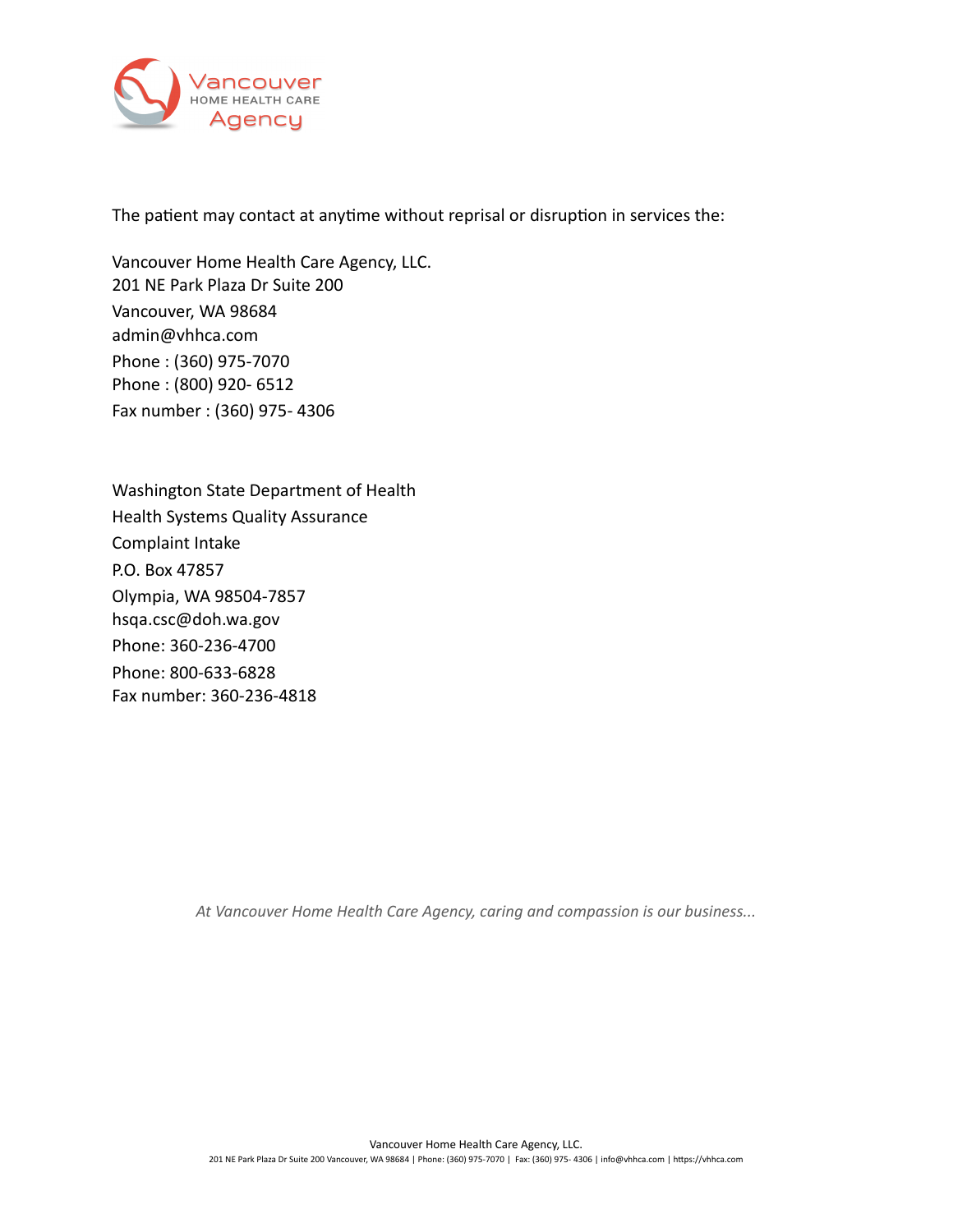The patient may contact at anytime without reprisal or disruption in services the:

Vancouver Home Health Care Agency, LLC.
201 NE Park Plaza Dr Suite 200
Vancouver, WA 98684
admin@vhhca.com
Phone : (360) 975-7070
Phone : (800) 920- 6512
Fax number : (360) 975- 4306

Washington State Department of Health
Health Systems Quality Assurance
Complaint Intake
P.O. Box 47857
Olympia, WA 98504-7857
hsqa.csc@doh.wa.gov
Phone: 360-236-4700
Phone: 800-633-6828
Fax number: 360-236-4818

*At Vancouver Home Health Care Agency, caring and compassion is our business...*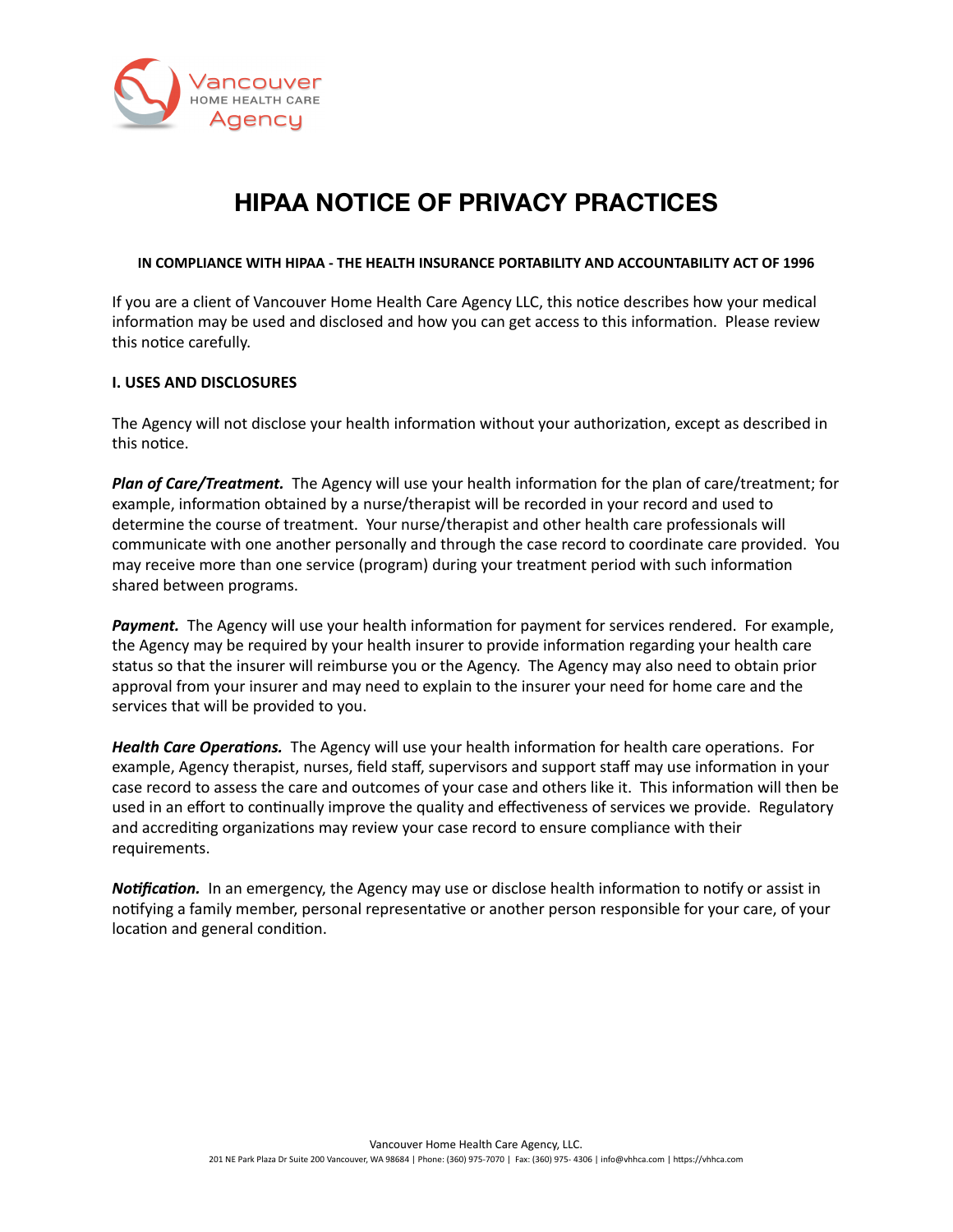# HIPAA NOTICE OF PRIVACY PRACTICES

**IN COMPLIANCE WITH HIPAA - THE HEALTH INSURANCE PORTABILITY AND ACCOUNTABILITY ACT OF 1996**

If you are a client of Vancouver Home Health Care Agency LLC, this notice describes how your medical information may be used and disclosed and how you can get access to this information. Please review this notice carefully.

## I. USES AND DISCLOSURES

The Agency will not disclose your health information without your authorization, except as described in this notice.

***Plan of Care/Treatment.*** The Agency will use your health information for the plan of care/treatment; for example, information obtained by a nurse/therapist will be recorded in your record and used to determine the course of treatment. Your nurse/therapist and other health care professionals will communicate with one another personally and through the case record to coordinate care provided. You may receive more than one service (program) during your treatment period with such information shared between programs.

***Payment.*** The Agency will use your health information for payment for services rendered. For example, the Agency may be required by your health insurer to provide information regarding your health care status so that the insurer will reimburse you or the Agency. The Agency may also need to obtain prior approval from your insurer and may need to explain to the insurer your need for home care and the services that will be provided to you.

***Health Care Operations.*** The Agency will use your health information for health care operations. For example, Agency therapist, nurses, field staff, supervisors and support staff may use information in your case record to assess the care and outcomes of your case and others like it. This information will then be used in an effort to continually improve the quality and effectiveness of services we provide. Regulatory and accrediting organizations may review your case record to ensure compliance with their requirements.

***Notification.*** In an emergency, the Agency may use or disclose health information to notify or assist in notifying a family member, personal representative or another person responsible for your care, of your location and general condition.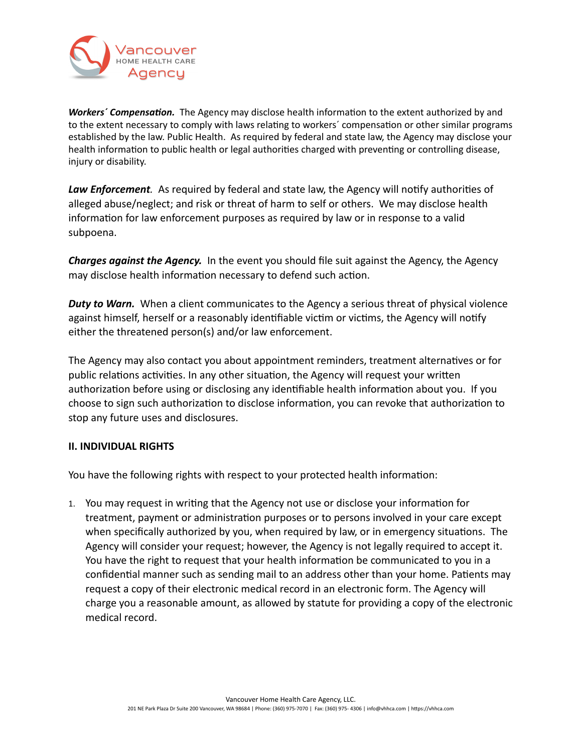***Workers´ Compensation.*** The Agency may disclose health information to the extent authorized by and to the extent necessary to comply with laws relating to workers´ compensation or other similar programs established by the law. Public Health. As required by federal and state law, the Agency may disclose your health information to public health or legal authorities charged with preventing or controlling disease, injury or disability.

***Law Enforcement****.* As required by federal and state law, the Agency will notify authorities of alleged abuse/neglect; and risk or threat of harm to self or others. We may disclose health information for law enforcement purposes as required by law or in response to a valid subpoena.

***Charges against the Agency.*** In the event you should file suit against the Agency, the Agency may disclose health information necessary to defend such action.

***Duty to Warn.*** When a client communicates to the Agency a serious threat of physical violence against himself, herself or a reasonably identifiable victim or victims, the Agency will notify either the threatened person(s) and/or law enforcement.

The Agency may also contact you about appointment reminders, treatment alternatives or for public relations activities. In any other situation, the Agency will request your written authorization before using or disclosing any identifiable health information about you. If you choose to sign such authorization to disclose information, you can revoke that authorization to stop any future uses and disclosures.

**II. INDIVIDUAL RIGHTS**

You have the following rights with respect to your protected health information:

1. You may request in writing that the Agency not use or disclose your information for treatment, payment or administration purposes or to persons involved in your care except when specifically authorized by you, when required by law, or in emergency situations. The Agency will consider your request; however, the Agency is not legally required to accept it. You have the right to request that your health information be communicated to you in a confidential manner such as sending mail to an address other than your home. Patients may request a copy of their electronic medical record in an electronic form. The Agency will charge you a reasonable amount, as allowed by statute for providing a copy of the electronic medical record.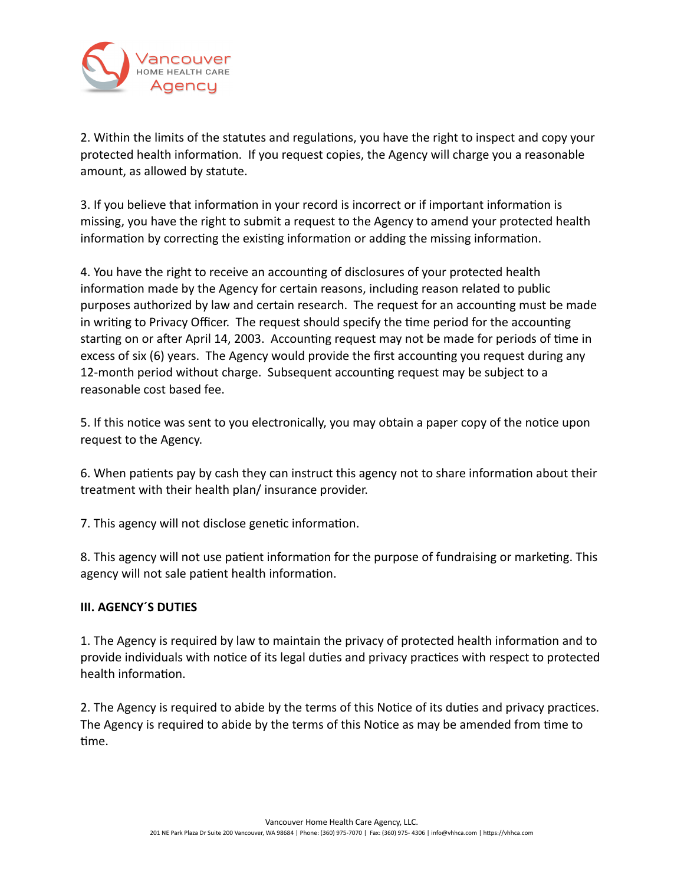2. Within the limits of the statutes and regulations, you have the right to inspect and copy your protected health information. If you request copies, the Agency will charge you a reasonable amount, as allowed by statute.

3. If you believe that information in your record is incorrect or if important information is missing, you have the right to submit a request to the Agency to amend your protected health information by correcting the existing information or adding the missing information.

4. You have the right to receive an accounting of disclosures of your protected health information made by the Agency for certain reasons, including reason related to public purposes authorized by law and certain research. The request for an accounting must be made in writing to Privacy Officer. The request should specify the time period for the accounting starting on or after April 14, 2003. Accounting request may not be made for periods of time in excess of six (6) years. The Agency would provide the first accounting you request during any 12-month period without charge. Subsequent accounting request may be subject to a reasonable cost based fee.

5. If this notice was sent to you electronically, you may obtain a paper copy of the notice upon request to the Agency.

6. When patients pay by cash they can instruct this agency not to share information about their treatment with their health plan/ insurance provider.

7. This agency will not disclose genetic information.

8. This agency will not use patient information for the purpose of fundraising or marketing. This agency will not sale patient health information.

**III. AGENCY´S DUTIES**

1. The Agency is required by law to maintain the privacy of protected health information and to provide individuals with notice of its legal duties and privacy practices with respect to protected health information.

2. The Agency is required to abide by the terms of this Notice of its duties and privacy practices. The Agency is required to abide by the terms of this Notice as may be amended from time to time.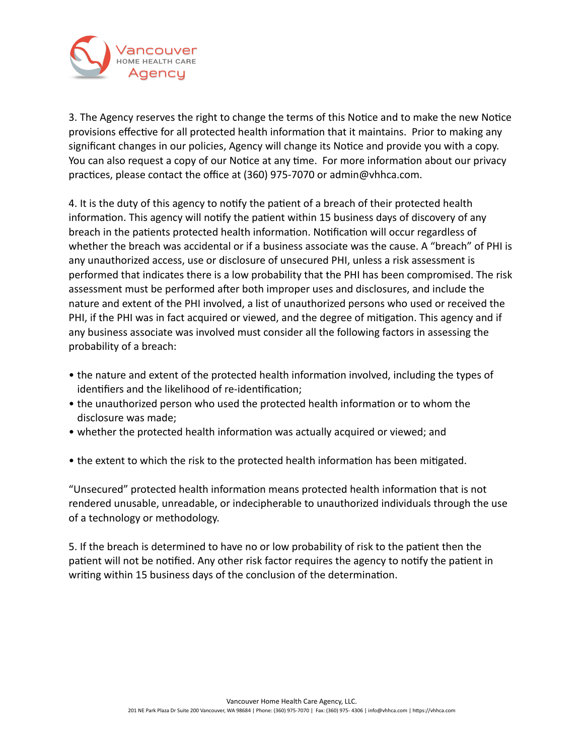3. The Agency reserves the right to change the terms of this Notice and to make the new Notice provisions effective for all protected health information that it maintains. Prior to making any significant changes in our policies, Agency will change its Notice and provide you with a copy. You can also request a copy of our Notice at any time. For more information about our privacy practices, please contact the office at (360) 975-7070 or admin@vhhca.com.

4. It is the duty of this agency to notify the patient of a breach of their protected health information. This agency will notify the patient within 15 business days of discovery of any breach in the patients protected health information. Notification will occur regardless of whether the breach was accidental or if a business associate was the cause. A "breach" of PHI is any unauthorized access, use or disclosure of unsecured PHI, unless a risk assessment is performed that indicates there is a low probability that the PHI has been compromised. The risk assessment must be performed after both improper uses and disclosures, and include the nature and extent of the PHI involved, a list of unauthorized persons who used or received the PHI, if the PHI was in fact acquired or viewed, and the degree of mitigation. This agency and if any business associate was involved must consider all the following factors in assessing the probability of a breach:

- the nature and extent of the protected health information involved, including the types of identifiers and the likelihood of re-identification;
- the unauthorized person who used the protected health information or to whom the disclosure was made;
- whether the protected health information was actually acquired or viewed; and
- the extent to which the risk to the protected health information has been mitigated.

"Unsecured" protected health information means protected health information that is not rendered unusable, unreadable, or indecipherable to unauthorized individuals through the use of a technology or methodology.

5. If the breach is determined to have no or low probability of risk to the patient then the patient will not be notified. Any other risk factor requires the agency to notify the patient in writing within 15 business days of the conclusion of the determination.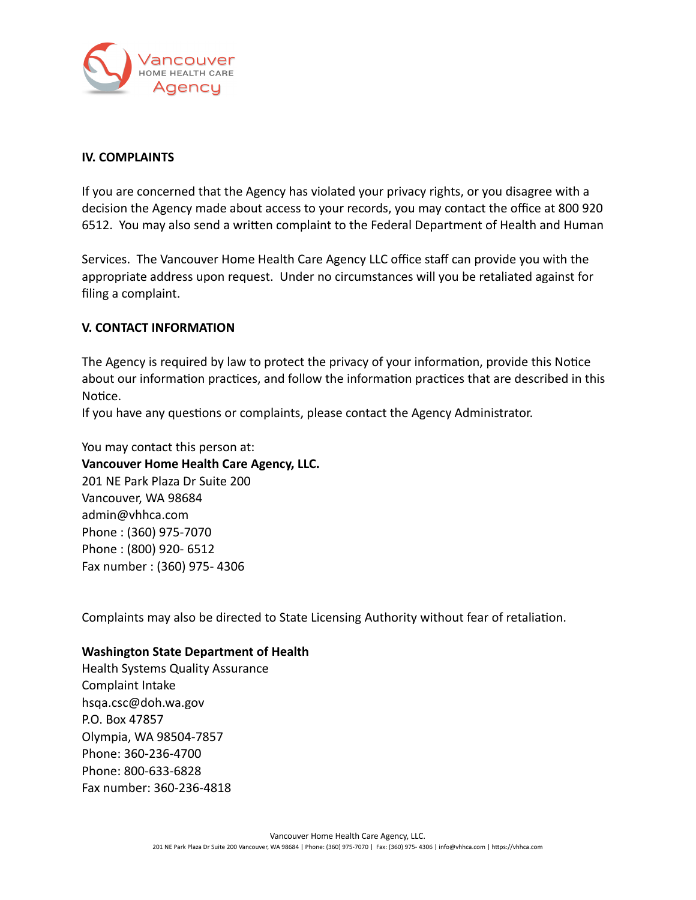## IV. COMPLAINTS

If you are concerned that the Agency has violated your privacy rights, or you disagree with a decision the Agency made about access to your records, you may contact the office at 800 920 6512. You may also send a written complaint to the Federal Department of Health and Human

Services. The Vancouver Home Health Care Agency LLC office staff can provide you with the appropriate address upon request. Under no circumstances will you be retaliated against for filing a complaint.

## V. CONTACT INFORMATION

The Agency is required by law to protect the privacy of your information, provide this Notice about our information practices, and follow the information practices that are described in this Notice.
If you have any questions or complaints, please contact the Agency Administrator.

You may contact this person at:
**Vancouver Home Health Care Agency, LLC.**
201 NE Park Plaza Dr Suite 200
Vancouver, WA 98684
admin@vhhca.com
Phone : (360) 975-7070
Phone : (800) 920- 6512
Fax number : (360) 975- 4306

Complaints may also be directed to State Licensing Authority without fear of retaliation.

**Washington State Department of Health**
Health Systems Quality Assurance
Complaint Intake
hsqa.csc@doh.wa.gov
P.O. Box 47857
Olympia, WA 98504-7857
Phone: 360-236-4700
Phone: 800-633-6828
Fax number: 360-236-4818